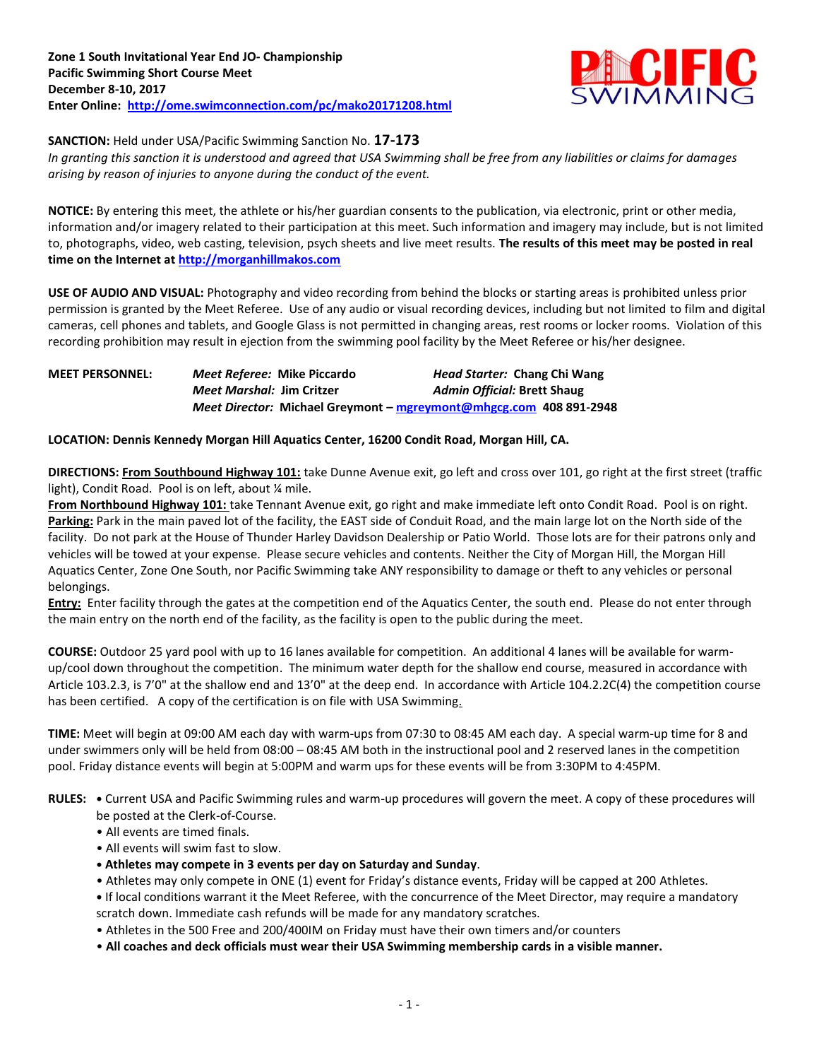**Zone 1 South Invitational Year End JO- Championship**
**Pacific Swimming Short Course Meet**
**December 8-10, 2017**
**Enter Online: http://ome.swimconnection.com/pc/mako20171208.html**

**SANCTION:** Held under USA/Pacific Swimming Sanction No. **17-173**
*In granting this sanction it is understood and agreed that USA Swimming shall be free from any liabilities or claims for damages arising by reason of injuries to anyone during the conduct of the event.*

**NOTICE:** By entering this meet, the athlete or his/her guardian consents to the publication, via electronic, print or other media, information and/or imagery related to their participation at this meet. Such information and imagery may include, but is not limited to, photographs, video, web casting, television, psych sheets and live meet results. **The results of this meet may be posted in real time on the Internet at http://morganhillmakos.com**

**USE OF AUDIO AND VISUAL:** Photography and video recording from behind the blocks or starting areas is prohibited unless prior permission is granted by the Meet Referee. Use of any audio or visual recording devices, including but not limited to film and digital cameras, cell phones and tablets, and Google Glass is not permitted in changing areas, rest rooms or locker rooms. Violation of this recording prohibition may result in ejection from the swimming pool facility by the Meet Referee or his/her designee.

**MEET PERSONNEL:**
***Meet Referee:*** **Mike Piccardo** ***Head Starter:*** **Chang Chi Wang**
***Meet Marshal:*** **Jim Critzer** ***Admin Official:*** **Brett Shaug**
***Meet Director:*** **Michael Greymont – mgreymont@mhgcg.com 408 891-2948**

**LOCATION: Dennis Kennedy Morgan Hill Aquatics Center, 16200 Condit Road, Morgan Hill, CA.**

**DIRECTIONS:** **From Southbound Highway 101:** take Dunne Avenue exit, go left and cross over 101, go right at the first street (traffic light), Condit Road. Pool is on left, about ¼ mile.
**From Northbound Highway 101:** take Tennant Avenue exit, go right and make immediate left onto Condit Road. Pool is on right.
**Parking:** Park in the main paved lot of the facility, the EAST side of Conduit Road, and the main large lot on the North side of the facility. Do not park at the House of Thunder Harley Davidson Dealership or Patio World. Those lots are for their patrons only and vehicles will be towed at your expense. Please secure vehicles and contents. Neither the City of Morgan Hill, the Morgan Hill Aquatics Center, Zone One South, nor Pacific Swimming take ANY responsibility to damage or theft to any vehicles or personal belongings.
**Entry:** Enter facility through the gates at the competition end of the Aquatics Center, the south end. Please do not enter through the main entry on the north end of the facility, as the facility is open to the public during the meet.

**COURSE:** Outdoor 25 yard pool with up to 16 lanes available for competition. An additional 4 lanes will be available for warm-up/cool down throughout the competition. The minimum water depth for the shallow end course, measured in accordance with Article 103.2.3, is 7'0" at the shallow end and 13'0" at the deep end. In accordance with Article 104.2.2C(4) the competition course has been certified. A copy of the certification is on file with USA Swimming.

**TIME:** Meet will begin at 09:00 AM each day with warm-ups from 07:30 to 08:45 AM each day. A special warm-up time for 8 and under swimmers only will be held from 08:00 – 08:45 AM both in the instructional pool and 2 reserved lanes in the competition pool. Friday distance events will begin at 5:00PM and warm ups for these events will be from 3:30PM to 4:45PM.

**RULES:**
- Current USA and Pacific Swimming rules and warm-up procedures will govern the meet. A copy of these procedures will be posted at the Clerk-of-Course.
- All events are timed finals.
- All events will swim fast to slow.
- **Athletes may compete in 3 events per day on Saturday and Sunday**.
- Athletes may only compete in ONE (1) event for Friday's distance events, Friday will be capped at 200 Athletes.
- If local conditions warrant it the Meet Referee, with the concurrence of the Meet Director, may require a mandatory scratch down. Immediate cash refunds will be made for any mandatory scratches.
- Athletes in the 500 Free and 200/400IM on Friday must have their own timers and/or counters
- **All coaches and deck officials must wear their USA Swimming membership cards in a visible manner.**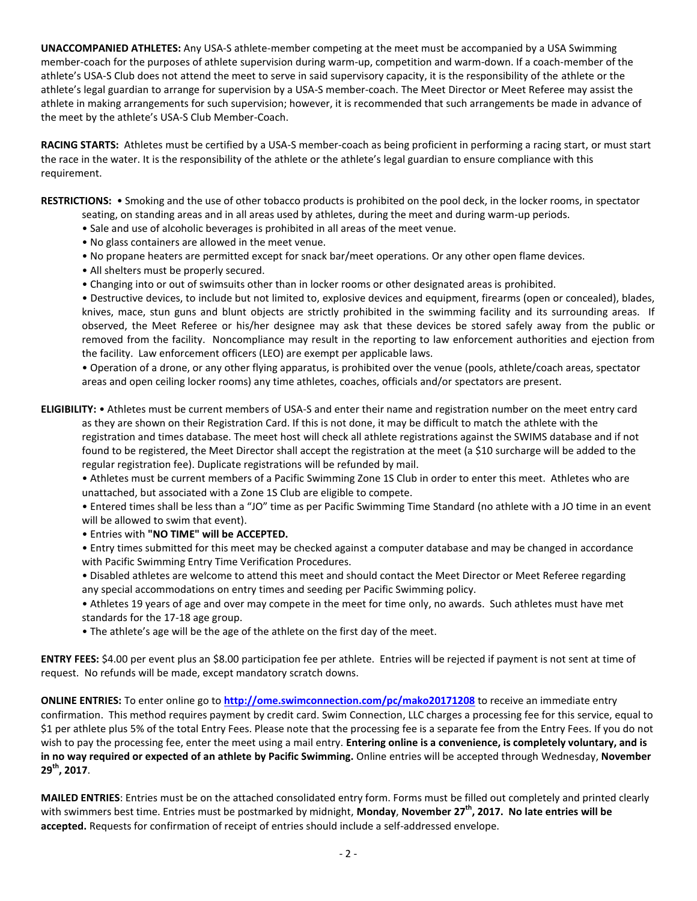**UNACCOMPANIED ATHLETES:** Any USA-S athlete-member competing at the meet must be accompanied by a USA Swimming member-coach for the purposes of athlete supervision during warm-up, competition and warm-down. If a coach-member of the athlete's USA-S Club does not attend the meet to serve in said supervisory capacity, it is the responsibility of the athlete or the athlete's legal guardian to arrange for supervision by a USA-S member-coach. The Meet Director or Meet Referee may assist the athlete in making arrangements for such supervision; however, it is recommended that such arrangements be made in advance of the meet by the athlete's USA-S Club Member-Coach.

**RACING STARTS:** Athletes must be certified by a USA-S member-coach as being proficient in performing a racing start, or must start the race in the water. It is the responsibility of the athlete or the athlete's legal guardian to ensure compliance with this requirement.

**RESTRICTIONS:**
- Smoking and the use of other tobacco products is prohibited on the pool deck, in the locker rooms, in spectator seating, on standing areas and in all areas used by athletes, during the meet and during warm-up periods.
- Sale and use of alcoholic beverages is prohibited in all areas of the meet venue.
- No glass containers are allowed in the meet venue.
- No propane heaters are permitted except for snack bar/meet operations. Or any other open flame devices.
- All shelters must be properly secured.
- Changing into or out of swimsuits other than in locker rooms or other designated areas is prohibited.
- Destructive devices, to include but not limited to, explosive devices and equipment, firearms (open or concealed), blades, knives, mace, stun guns and blunt objects are strictly prohibited in the swimming facility and its surrounding areas. If observed, the Meet Referee or his/her designee may ask that these devices be stored safely away from the public or removed from the facility. Noncompliance may result in the reporting to law enforcement authorities and ejection from the facility. Law enforcement officers (LEO) are exempt per applicable laws.
- Operation of a drone, or any other flying apparatus, is prohibited over the venue (pools, athlete/coach areas, spectator areas and open ceiling locker rooms) any time athletes, coaches, officials and/or spectators are present.

**ELIGIBILITY:**
- Athletes must be current members of USA-S and enter their name and registration number on the meet entry card as they are shown on their Registration Card. If this is not done, it may be difficult to match the athlete with the registration and times database. The meet host will check all athlete registrations against the SWIMS database and if not found to be registered, the Meet Director shall accept the registration at the meet (a $10 surcharge will be added to the regular registration fee). Duplicate registrations will be refunded by mail.
- Athletes must be current members of a Pacific Swimming Zone 1S Club in order to enter this meet. Athletes who are unattached, but associated with a Zone 1S Club are eligible to compete.
- Entered times shall be less than a "JO" time as per Pacific Swimming Time Standard (no athlete with a JO time in an event will be allowed to swim that event).
- Entries with **"NO TIME" will be ACCEPTED.**
- Entry times submitted for this meet may be checked against a computer database and may be changed in accordance with Pacific Swimming Entry Time Verification Procedures.
- Disabled athletes are welcome to attend this meet and should contact the Meet Director or Meet Referee regarding any special accommodations on entry times and seeding per Pacific Swimming policy.
- Athletes 19 years of age and over may compete in the meet for time only, no awards. Such athletes must have met standards for the 17-18 age group.
- The athlete's age will be the age of the athlete on the first day of the meet.

**ENTRY FEES:** $4.00 per event plus an $8.00 participation fee per athlete. Entries will be rejected if payment is not sent at time of request. No refunds will be made, except mandatory scratch downs.

**ONLINE ENTRIES:** To enter online go to **http://ome.swimconnection.com/pc/mako20171208** to receive an immediate entry confirmation. This method requires payment by credit card. Swim Connection, LLC charges a processing fee for this service, equal to $1 per athlete plus 5% of the total Entry Fees. Please note that the processing fee is a separate fee from the Entry Fees. If you do not wish to pay the processing fee, enter the meet using a mail entry. **Entering online is a convenience, is completely voluntary, and is in no way required or expected of an athlete by Pacific Swimming.** Online entries will be accepted through Wednesday, **November 29th, 2017**.

**MAILED ENTRIES**: Entries must be on the attached consolidated entry form. Forms must be filled out completely and printed clearly with swimmers best time. Entries must be postmarked by midnight, **Monday**, **November 27th, 2017. No late entries will be accepted.** Requests for confirmation of receipt of entries should include a self-addressed envelope.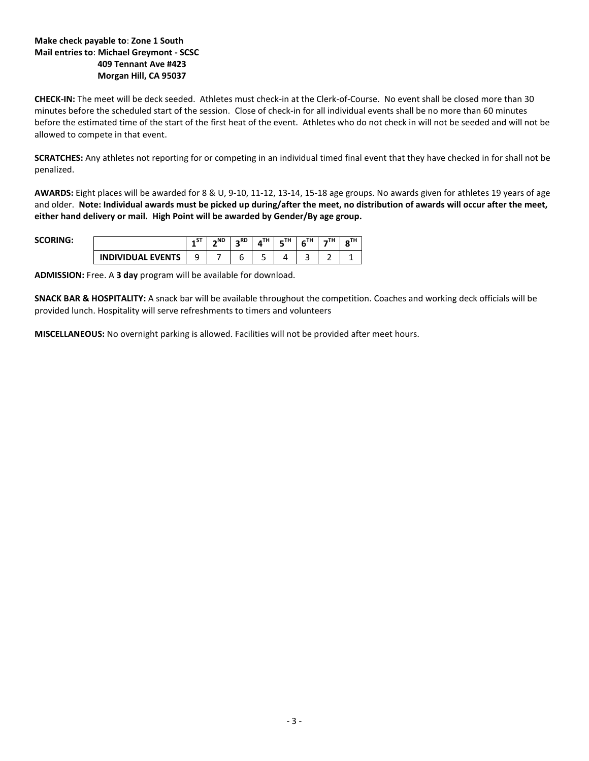**Make check payable to**: **Zone 1 South**
**Mail entries to**: **Michael Greymont - SCSC**
**409 Tennant Ave #423**
**Morgan Hill, CA 95037**

**CHECK-IN:** The meet will be deck seeded. Athletes must check-in at the Clerk-of-Course. No event shall be closed more than 30 minutes before the scheduled start of the session. Close of check-in for all individual events shall be no more than 60 minutes before the estimated time of the start of the first heat of the event. Athletes who do not check in will not be seeded and will not be allowed to compete in that event.

**SCRATCHES:** Any athletes not reporting for or competing in an individual timed final event that they have checked in for shall not be penalized.

**AWARDS:** Eight places will be awarded for 8 & U, 9-10, 11-12, 13-14, 15-18 age groups. No awards given for athletes 19 years of age and older. **Note: Individual awards must be picked up during/after the meet, no distribution of awards will occur after the meet, either hand delivery or mail. High Point will be awarded by Gender/By age group.**

**SCORING:**

| | 1ST | 2ND | 3RD | 4TH | 5TH | 6TH | 7TH | 8TH |
|---|---|---|---|---|---|---|---|---|
| **INDIVIDUAL EVENTS** | 9 | 7 | 6 | 5 | 4 | 3 | 2 | 1 |

**ADMISSION:** Free. A **3 day** program will be available for download.

**SNACK BAR & HOSPITALITY:** A snack bar will be available throughout the competition. Coaches and working deck officials will be provided lunch. Hospitality will serve refreshments to timers and volunteers

**MISCELLANEOUS:** No overnight parking is allowed. Facilities will not be provided after meet hours.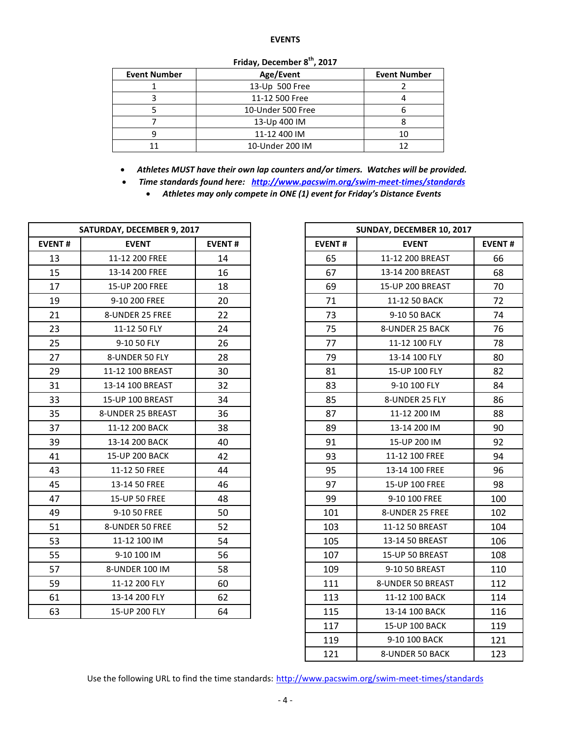## EVENTS

**Friday, December 8th, 2017**

| Event Number | Age/Event | Event Number |
|---|---|---|
| 1 | 13-Up 500 Free | 2 |
| 3 | 11-12 500 Free | 4 |
| 5 | 10-Under 500 Free | 6 |
| 7 | 13-Up 400 IM | 8 |
| 9 | 11-12 400 IM | 10 |
| 11 | 10-Under 200 IM | 12 |

- ***Athletes MUST have their own lap counters and/or timers. Watches will be provided.***
- ***Time standards found here: http://www.pacswim.org/swim-meet-times/standards***
    - ***Athletes may only compete in ONE (1) event for Friday's Distance Events***

| SATURDAY, DECEMBER 9, 2017 | | |
|---|---|---|
| **EVENT #** | **EVENT** | **EVENT #** |
| 13 | 11-12 200 FREE | 14 |
| 15 | 13-14 200 FREE | 16 |
| 17 | 15-UP 200 FREE | 18 |
| 19 | 9-10 200 FREE | 20 |
| 21 | 8-UNDER 25 FREE | 22 |
| 23 | 11-12 50 FLY | 24 |
| 25 | 9-10 50 FLY | 26 |
| 27 | 8-UNDER 50 FLY | 28 |
| 29 | 11-12 100 BREAST | 30 |
| 31 | 13-14 100 BREAST | 32 |
| 33 | 15-UP 100 BREAST | 34 |
| 35 | 8-UNDER 25 BREAST | 36 |
| 37 | 11-12 200 BACK | 38 |
| 39 | 13-14 200 BACK | 40 |
| 41 | 15-UP 200 BACK | 42 |
| 43 | 11-12 50 FREE | 44 |
| 45 | 13-14 50 FREE | 46 |
| 47 | 15-UP 50 FREE | 48 |
| 49 | 9-10 50 FREE | 50 |
| 51 | 8-UNDER 50 FREE | 52 |
| 53 | 11-12 100 IM | 54 |
| 55 | 9-10 100 IM | 56 |
| 57 | 8-UNDER 100 IM | 58 |
| 59 | 11-12 200 FLY | 60 |
| 61 | 13-14 200 FLY | 62 |
| 63 | 15-UP 200 FLY | 64 |

| SUNDAY, DECEMBER 10, 2017 | | |
|---|---|---|
| **EVENT #** | **EVENT** | **EVENT #** |
| 65 | 11-12 200 BREAST | 66 |
| 67 | 13-14 200 BREAST | 68 |
| 69 | 15-UP 200 BREAST | 70 |
| 71 | 11-12 50 BACK | 72 |
| 73 | 9-10 50 BACK | 74 |
| 75 | 8-UNDER 25 BACK | 76 |
| 77 | 11-12 100 FLY | 78 |
| 79 | 13-14 100 FLY | 80 |
| 81 | 15-UP 100 FLY | 82 |
| 83 | 9-10 100 FLY | 84 |
| 85 | 8-UNDER 25 FLY | 86 |
| 87 | 11-12 200 IM | 88 |
| 89 | 13-14 200 IM | 90 |
| 91 | 15-UP 200 IM | 92 |
| 93 | 11-12 100 FREE | 94 |
| 95 | 13-14 100 FREE | 96 |
| 97 | 15-UP 100 FREE | 98 |
| 99 | 9-10 100 FREE | 100 |
| 101 | 8-UNDER 25 FREE | 102 |
| 103 | 11-12 50 BREAST | 104 |
| 105 | 13-14 50 BREAST | 106 |
| 107 | 15-UP 50 BREAST | 108 |
| 109 | 9-10 50 BREAST | 110 |
| 111 | 8-UNDER 50 BREAST | 112 |
| 113 | 11-12 100 BACK | 114 |
| 115 | 13-14 100 BACK | 116 |
| 117 | 15-UP 100 BACK | 119 |
| 119 | 9-10 100 BACK | 121 |
| 121 | 8-UNDER 50 BACK | 123 |

Use the following URL to find the time standards: http://www.pacswim.org/swim-meet-times/standards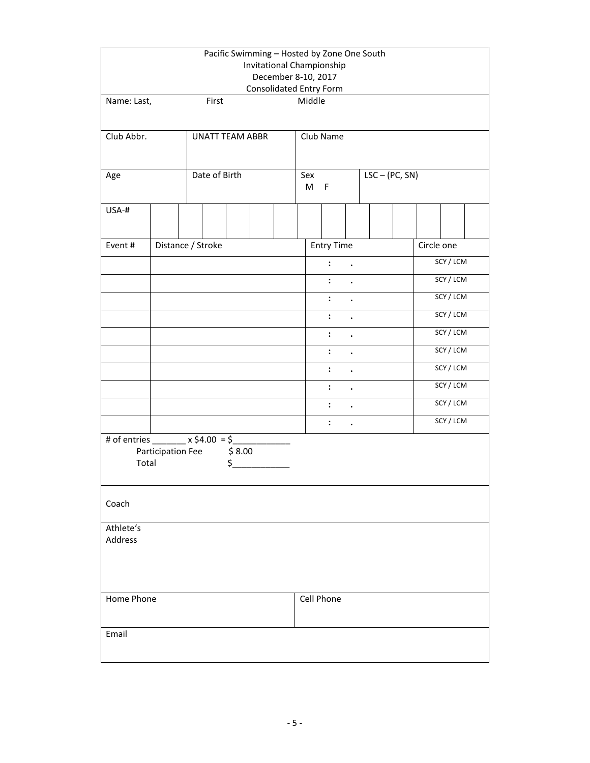Pacific Swimming – Hosted by Zone One South
Invitational Championship
December 8-10, 2017
Consolidated Entry Form

| | | | |
|---|---|---|---|
| Name: Last, First | | Middle | |
| Club Abbr. | UNATT TEAM ABBR | Club Name | |
| Age | Date of Birth | Sex M F | LSC – (PC, SN) |

| USA-# | | | | | | | | | | | | | | |
|---|---|---|---|---|---|---|---|---|---|---|---|---|---|---|
| | | | | | | | | | | | | | | |

| Event # | Distance / Stroke | Entry Time | Circle one |
|---|---|---|---|
| | | : . | SCY / LCM |
| | | : . | SCY / LCM |
| | | : . | SCY / LCM |
| | | : . | SCY / LCM |
| | | : . | SCY / LCM |
| | | : . | SCY / LCM |
| | | : . | SCY / LCM |
| | | : . | SCY / LCM |
| | | : . | SCY / LCM |
| | | : . | SCY / LCM |

# of entries _______ x $4.00 = $____________
Participation Fee $ 8.00
Total $____________

| | |
|---|---|
| Coach | |
| Athlete's Address | |
| Home Phone | Cell Phone |
| Email | |